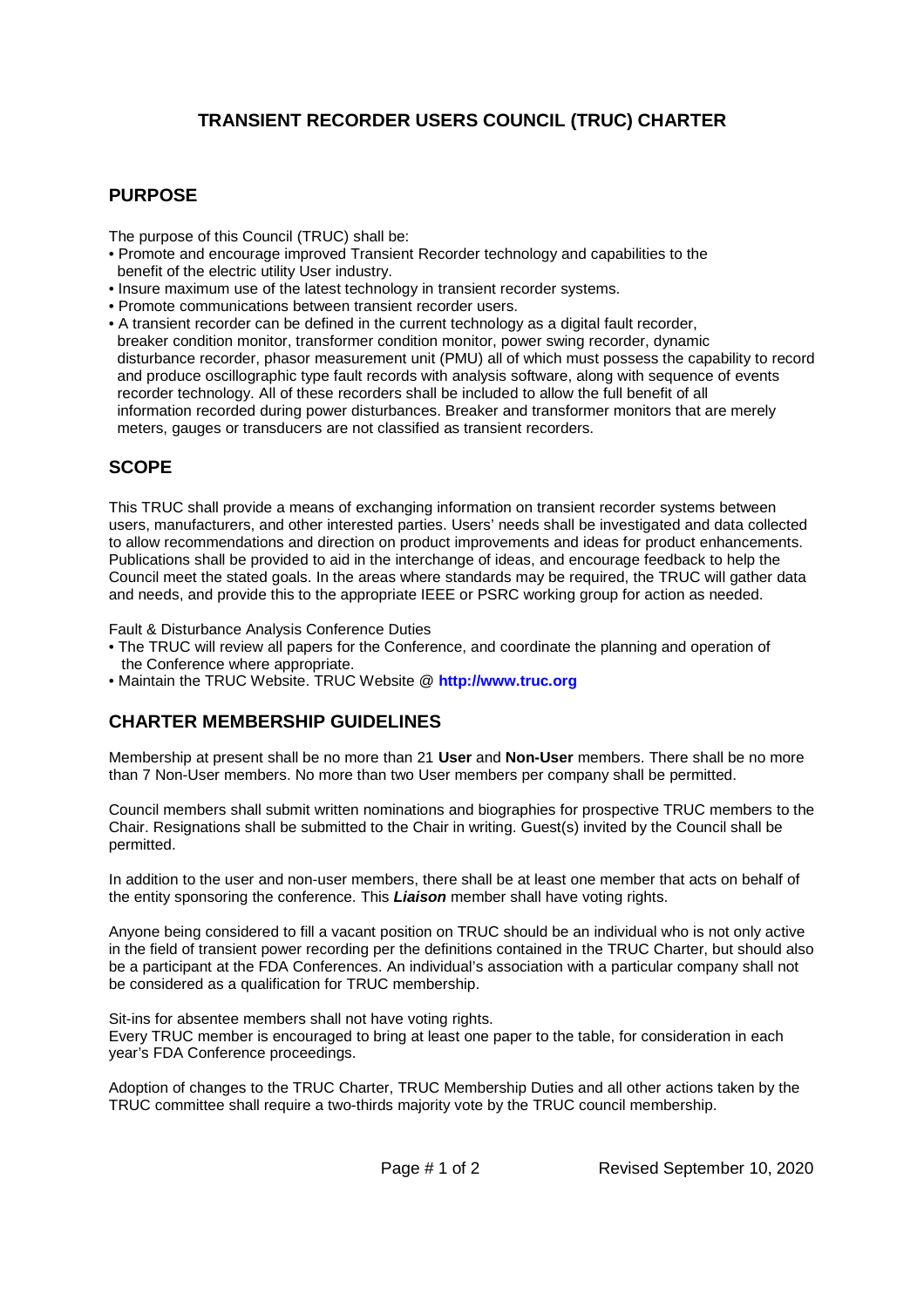# TRANSIENT RECORDER USERS COUNCIL (TRUC) CHARTER

## PURPOSE

The purpose of this Council (TRUC) shall be:

- Promote and encourage improved Transient Recorder technology and capabilities to the benefit of the electric utility User industry.
- Insure maximum use of the latest technology in transient recorder systems.
- Promote communications between transient recorder users.
- A transient recorder can be defined in the current technology as a digital fault recorder, breaker condition monitor, transformer condition monitor, power swing recorder, dynamic disturbance recorder, phasor measurement unit (PMU) all of which must possess the capability to record and produce oscillographic type fault records with analysis software, along with sequence of events recorder technology. All of these recorders shall be included to allow the full benefit of all information recorded during power disturbances. Breaker and transformer monitors that are merely meters, gauges or transducers are not classified as transient recorders.

## SCOPE

This TRUC shall provide a means of exchanging information on transient recorder systems between users, manufacturers, and other interested parties. Users' needs shall be investigated and data collected to allow recommendations and direction on product improvements and ideas for product enhancements. Publications shall be provided to aid in the interchange of ideas, and encourage feedback to help the Council meet the stated goals. In the areas where standards may be required, the TRUC will gather data and needs, and provide this to the appropriate IEEE or PSRC working group for action as needed.

Fault & Disturbance Analysis Conference Duties

- The TRUC will review all papers for the Conference, and coordinate the planning and operation of the Conference where appropriate.
- Maintain the TRUC Website. TRUC Website @ **http://www.truc.org**

## CHARTER MEMBERSHIP GUIDELINES

Membership at present shall be no more than 21 **User** and **Non-User** members. There shall be no more than 7 Non-User members. No more than two User members per company shall be permitted.

Council members shall submit written nominations and biographies for prospective TRUC members to the Chair. Resignations shall be submitted to the Chair in writing. Guest(s) invited by the Council shall be permitted.

In addition to the user and non-user members, there shall be at least one member that acts on behalf of the entity sponsoring the conference. This ***Liaison*** member shall have voting rights.

Anyone being considered to fill a vacant position on TRUC should be an individual who is not only active in the field of transient power recording per the definitions contained in the TRUC Charter, but should also be a participant at the FDA Conferences. An individual's association with a particular company shall not be considered as a qualification for TRUC membership.

Sit-ins for absentee members shall not have voting rights.
Every TRUC member is encouraged to bring at least one paper to the table, for consideration in each year's FDA Conference proceedings.

Adoption of changes to the TRUC Charter, TRUC Membership Duties and all other actions taken by the TRUC committee shall require a two-thirds majority vote by the TRUC council membership.

Revised September 10, 2020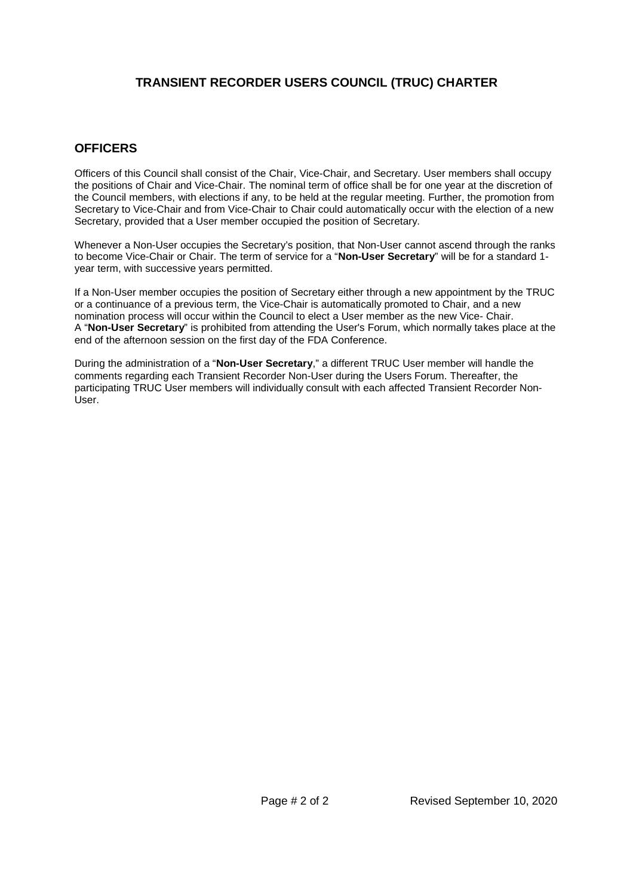# TRANSIENT RECORDER USERS COUNCIL (TRUC) CHARTER

## OFFICERS

Officers of this Council shall consist of the Chair, Vice-Chair, and Secretary. User members shall occupy the positions of Chair and Vice-Chair. The nominal term of office shall be for one year at the discretion of the Council members, with elections if any, to be held at the regular meeting. Further, the promotion from Secretary to Vice-Chair and from Vice-Chair to Chair could automatically occur with the election of a new Secretary, provided that a User member occupied the position of Secretary.

Whenever a Non-User occupies the Secretary's position, that Non-User cannot ascend through the ranks to become Vice-Chair or Chair. The term of service for a "**Non-User Secretary**" will be for a standard 1-year term, with successive years permitted.

If a Non-User member occupies the position of Secretary either through a new appointment by the TRUC or a continuance of a previous term, the Vice-Chair is automatically promoted to Chair, and a new nomination process will occur within the Council to elect a User member as the new Vice- Chair. A "**Non-User Secretary**" is prohibited from attending the User's Forum, which normally takes place at the end of the afternoon session on the first day of the FDA Conference.

During the administration of a "**Non-User Secretary**," a different TRUC User member will handle the comments regarding each Transient Recorder Non-User during the Users Forum. Thereafter, the participating TRUC User members will individually consult with each affected Transient Recorder Non-User.

Revised September 10, 2020